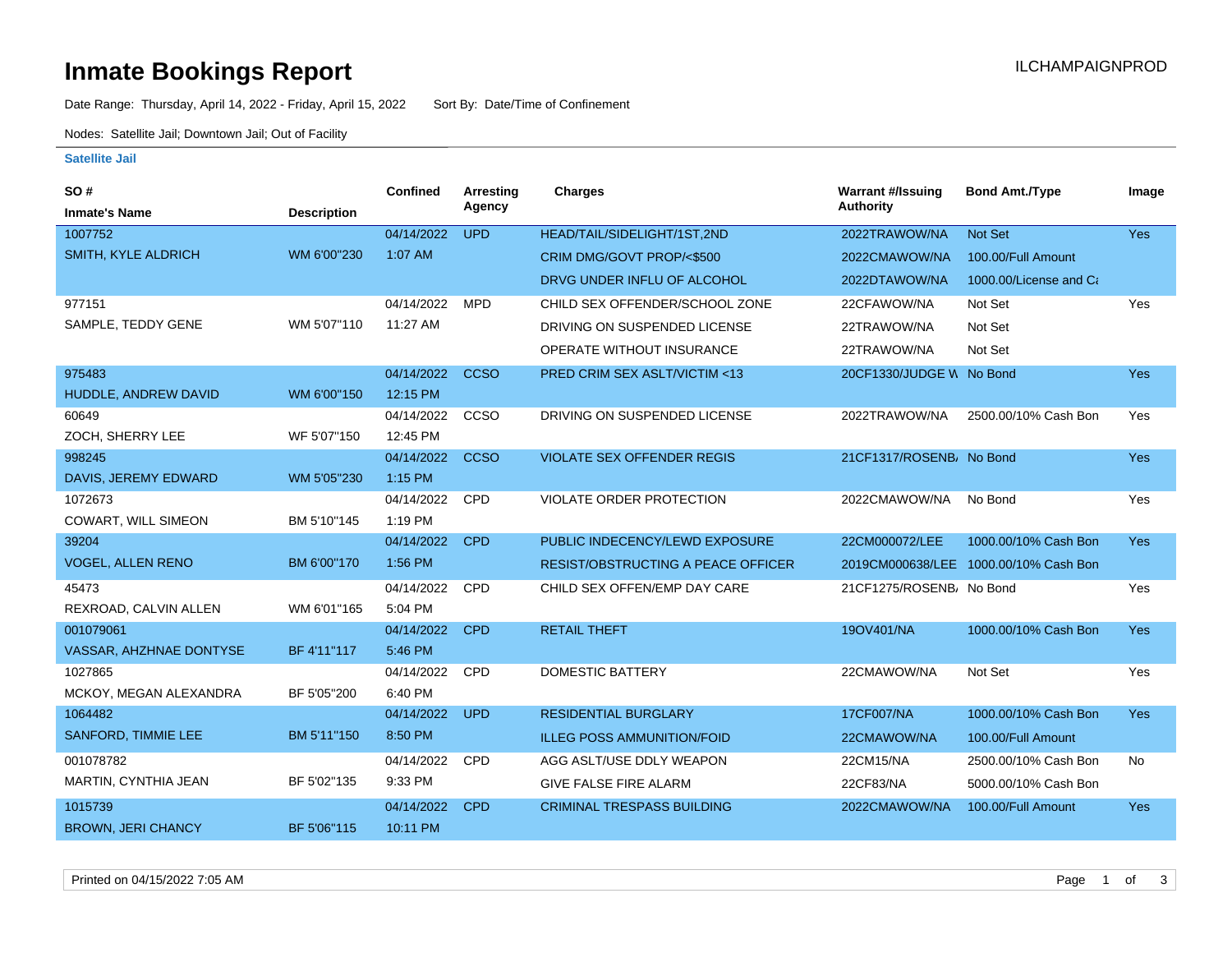# Inmate Bookings Report

ILCHAMPAIGNPROD

Date Range: Thursday, April 14, 2022 - Friday, April 15, 2022 Sort By: Date/Time of Confinement

Nodes: Satellite Jail; Downtown Jail; Out of Facility

## Satellite Jail

| SO # / Inmate's Name | Description | Confined | Arresting Agency | Charges | Warrant #/Issuing Authority | Bond Amt./Type | Image |
|---|---|---|---|---|---|---|---|
| 1007752 | | 04/14/2022 | UPD | HEAD/TAIL/SIDELIGHT/1ST,2ND | 2022TRAWOW/NA | Not Set | Yes |
| SMITH, KYLE ALDRICH | WM 6'00"230 | 1:07 AM | | CRIM DMG/GOVT PROP/<$500 | 2022CMAWOW/NA | 100.00/Full Amount | |
| | | | | DRVG UNDER INFLU OF ALCOHOL | 2022DTAWOW/NA | 1000.00/License and Ca | |
| 977151 | | 04/14/2022 | MPD | CHILD SEX OFFENDER/SCHOOL ZONE | 22CFAWOW/NA | Not Set | Yes |
| SAMPLE, TEDDY GENE | WM 5'07"110 | 11:27 AM | | DRIVING ON SUSPENDED LICENSE | 22TRAWOW/NA | Not Set | |
| | | | | OPERATE WITHOUT INSURANCE | 22TRAWOW/NA | Not Set | |
| 975483 | | 04/14/2022 | CCSO | PRED CRIM SEX ASLT/VICTIM <13 | 20CF1330/JUDGE W | No Bond | Yes |
| HUDDLE, ANDREW DAVID | WM 6'00"150 | 12:15 PM | | | | | |
| 60649 | | 04/14/2022 | CCSO | DRIVING ON SUSPENDED LICENSE | 2022TRAWOW/NA | 2500.00/10% Cash Bon | Yes |
| ZOCH, SHERRY LEE | WF 5'07"150 | 12:45 PM | | | | | |
| 998245 | | 04/14/2022 | CCSO | VIOLATE SEX OFFENDER REGIS | 21CF1317/ROSENB/ | No Bond | Yes |
| DAVIS, JEREMY EDWARD | WM 5'05"230 | 1:15 PM | | | | | |
| 1072673 | | 04/14/2022 | CPD | VIOLATE ORDER PROTECTION | 2022CMAWOW/NA | No Bond | Yes |
| COWART, WILL SIMEON | BM 5'10"145 | 1:19 PM | | | | | |
| 39204 | | 04/14/2022 | CPD | PUBLIC INDECENCY/LEWD EXPOSURE | 22CM000072/LEE | 1000.00/10% Cash Bon | Yes |
| VOGEL, ALLEN RENO | BM 6'00"170 | 1:56 PM | | RESIST/OBSTRUCTING A PEACE OFFICER | 2019CM000638/LEE | 1000.00/10% Cash Bon | |
| 45473 | | 04/14/2022 | CPD | CHILD SEX OFFEN/EMP DAY CARE | 21CF1275/ROSENB/ | No Bond | Yes |
| REXROAD, CALVIN ALLEN | WM 6'01"165 | 5:04 PM | | | | | |
| 001079061 | | 04/14/2022 | CPD | RETAIL THEFT | 19OV401/NA | 1000.00/10% Cash Bon | Yes |
| VASSAR, AHZHNAE DONTYSE | BF 4'11"117 | 5:46 PM | | | | | |
| 1027865 | | 04/14/2022 | CPD | DOMESTIC BATTERY | 22CMAWOW/NA | Not Set | Yes |
| MCKOY, MEGAN ALEXANDRA | BF 5'05"200 | 6:40 PM | | | | | |
| 1064482 | | 04/14/2022 | UPD | RESIDENTIAL BURGLARY | 17CF007/NA | 1000.00/10% Cash Bon | Yes |
| SANFORD, TIMMIE LEE | BM 5'11"150 | 8:50 PM | | ILLEG POSS AMMUNITION/FOID | 22CMAWOW/NA | 100.00/Full Amount | |
| 001078782 | | 04/14/2022 | CPD | AGG ASLT/USE DDLY WEAPON | 22CM15/NA | 2500.00/10% Cash Bon | No |
| MARTIN, CYNTHIA JEAN | BF 5'02"135 | 9:33 PM | | GIVE FALSE FIRE ALARM | 22CF83/NA | 5000.00/10% Cash Bon | |
| 1015739 | | 04/14/2022 | CPD | CRIMINAL TRESPASS BUILDING | 2022CMAWOW/NA | 100.00/Full Amount | Yes |
| BROWN, JERI CHANCY | BF 5'06"115 | 10:11 PM | | | | | |

Printed on 04/15/2022 7:05 AM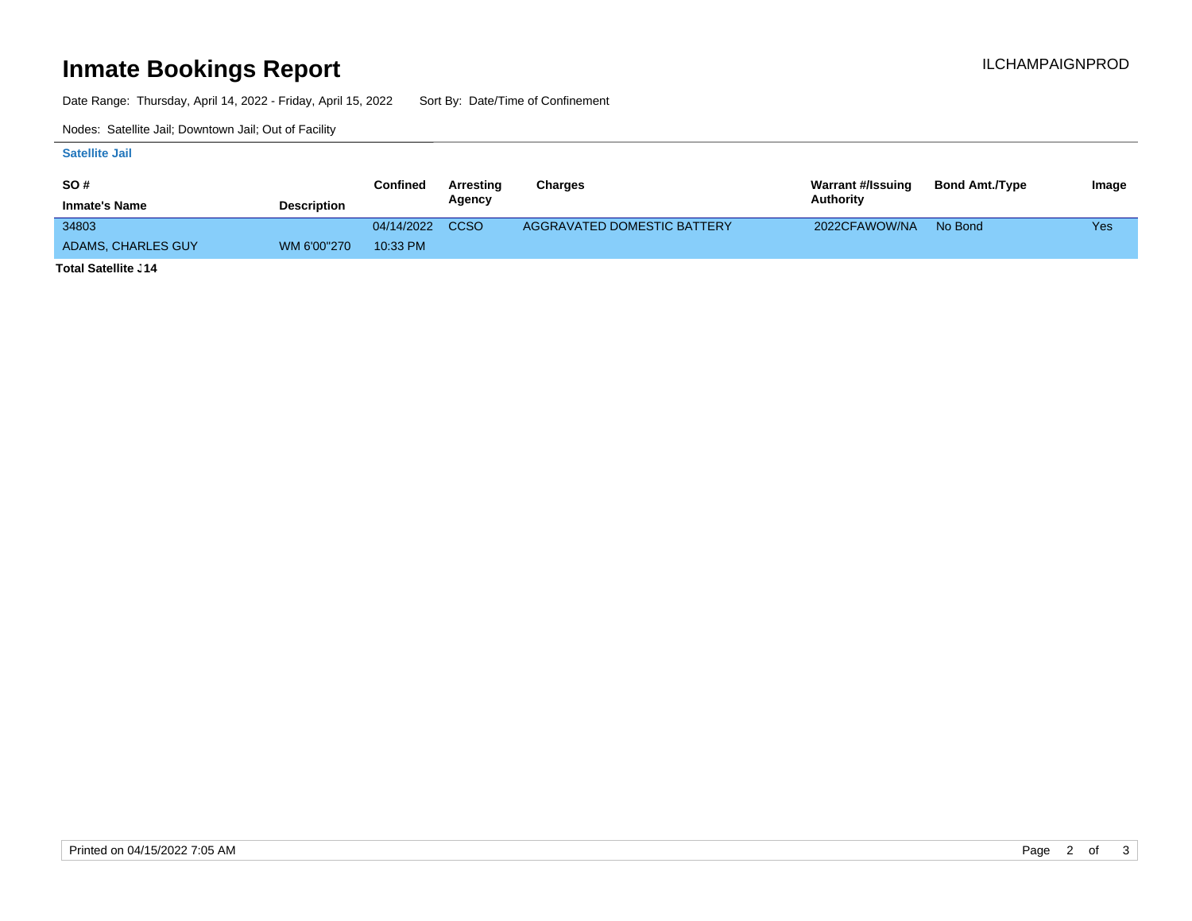# Inmate Bookings Report

ILCHAMPAIGNPROD

Date Range: Thursday, April 14, 2022 - Friday, April 15, 2022 Sort By: Date/Time of Confinement

Nodes: Satellite Jail; Downtown Jail; Out of Facility

### Satellite Jail

| SO # / Inmate's Name | Description | Confined | Arresting Agency | Charges | Warrant #/Issuing Authority | Bond Amt./Type | Image |
|---|---|---|---|---|---|---|---|
| 34803<br>ADAMS, CHARLES GUY | WM 6'00"270 | 04/14/2022<br>10:33 PM | CCSO | AGGRAVATED DOMESTIC BATTERY | 2022CFAWOW/NA | No Bond | Yes |

**Total Satellite J14**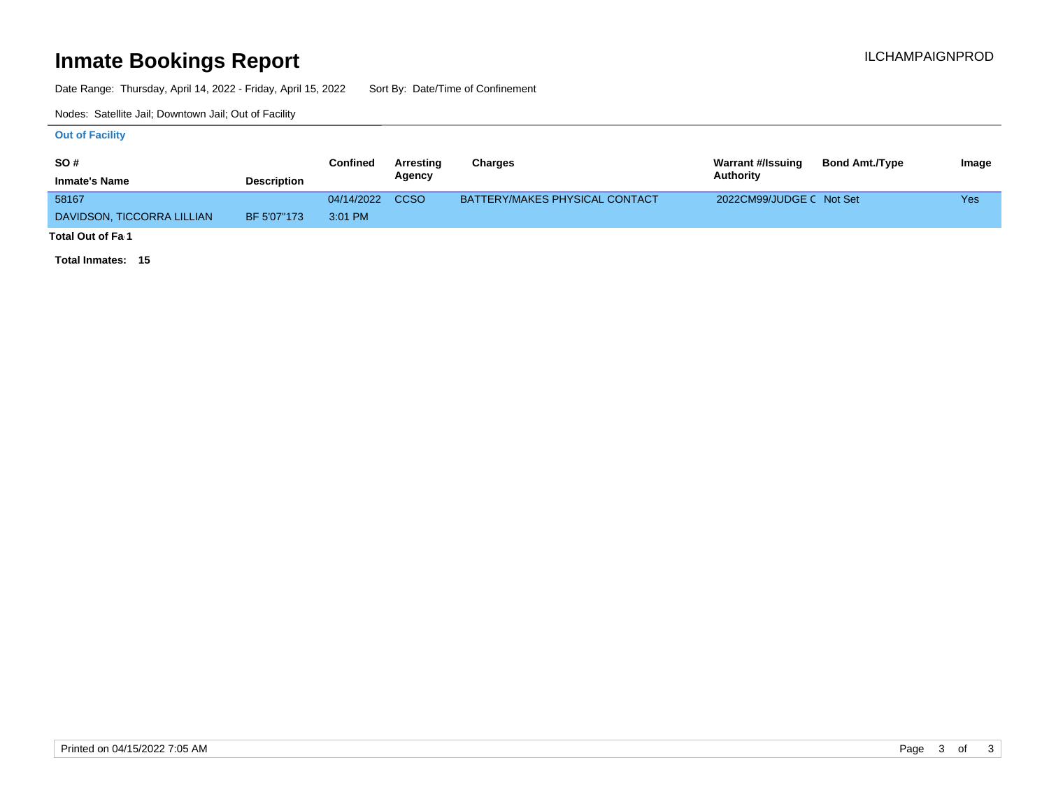# Inmate Bookings Report

ILCHAMPAIGNPROD

Date Range: Thursday, April 14, 2022 - Friday, April 15, 2022 Sort By: Date/Time of Confinement

Nodes: Satellite Jail; Downtown Jail; Out of Facility

**Out of Facility**

| SO # / Inmate's Name | Description | Confined | Arresting Agency | Charges | Warrant #/Issuing Authority | Bond Amt./Type | Image |
|---|---|---|---|---|---|---|---|
| 58167<br>DAVIDSON, TICCORRA LILLIAN | BF 5'07"173 | 04/14/2022<br>3:01 PM | CCSO | BATTERY/MAKES PHYSICAL CONTACT | 2022CM99/JUDGE C | Not Set | Yes |

**Total Out of Fa 1**

**Total Inmates: 15**